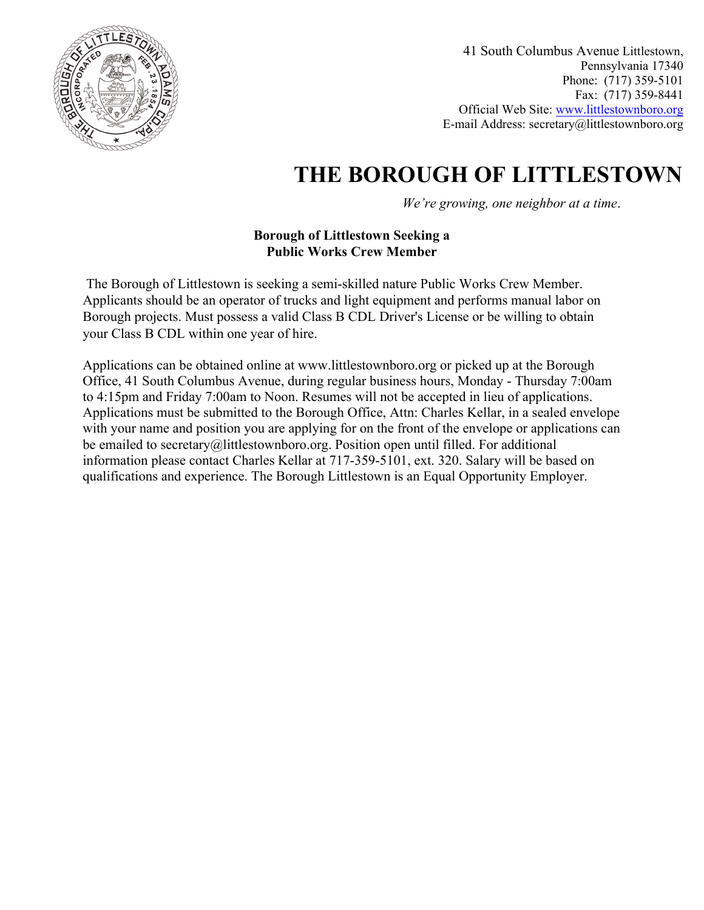41 South Columbus Avenue Littlestown,
Pennsylvania 17340
Phone: (717) 359-5101
Fax: (717) 359-8441
Official Web Site: www.littlestownboro.org
E-mail Address: secretary@littlestownboro.org

# THE BOROUGH OF LITTLESTOWN

*We're growing, one neighbor at a time.*

**Borough of Littlestown Seeking a Public Works Crew Member**

The Borough of Littlestown is seeking a semi-skilled nature Public Works Crew Member. Applicants should be an operator of trucks and light equipment and performs manual labor on Borough projects. Must possess a valid Class B CDL Driver's License or be willing to obtain your Class B CDL within one year of hire.

Applications can be obtained online at www.littlestownboro.org or picked up at the Borough Office, 41 South Columbus Avenue, during regular business hours, Monday - Thursday 7:00am to 4:15pm and Friday 7:00am to Noon. Resumes will not be accepted in lieu of applications. Applications must be submitted to the Borough Office, Attn: Charles Kellar, in a sealed envelope with your name and position you are applying for on the front of the envelope or applications can be emailed to secretary@littlestownboro.org. Position open until filled. For additional information please contact Charles Kellar at 717-359-5101, ext. 320. Salary will be based on qualifications and experience. The Borough Littlestown is an Equal Opportunity Employer.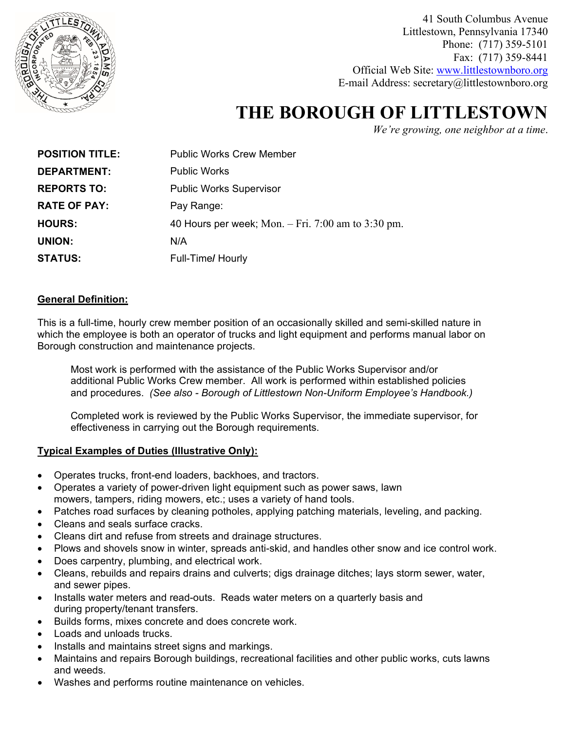41 South Columbus Avenue
Littlestown, Pennsylvania 17340
Phone: (717) 359-5101
Fax: (717) 359-8441
Official Web Site: www.littlestownboro.org
E-mail Address: secretary@littlestownboro.org

# THE BOROUGH OF LITTLESTOWN

*We're growing, one neighbor at a time*.

| | |
|---|---|
| **POSITION TITLE:** | Public Works Crew Member |
| **DEPARTMENT:** | Public Works |
| **REPORTS TO:** | Public Works Supervisor |
| **RATE OF PAY:** | Pay Range: |
| **HOURS:** | 40 Hours per week; Mon. – Fri. 7:00 am to 3:30 pm. |
| **UNION:** | N/A |
| **STATUS:** | Full-Time**/** Hourly |

## General Definition:

This is a full-time, hourly crew member position of an occasionally skilled and semi-skilled nature in which the employee is both an operator of trucks and light equipment and performs manual labor on Borough construction and maintenance projects.

Most work is performed with the assistance of the Public Works Supervisor and/or additional Public Works Crew member. All work is performed within established policies and procedures. *(See also - Borough of Littlestown Non-Uniform Employee's Handbook.)*

Completed work is reviewed by the Public Works Supervisor, the immediate supervisor, for effectiveness in carrying out the Borough requirements.

## Typical Examples of Duties (Illustrative Only):

- Operates trucks, front-end loaders, backhoes, and tractors.
- Operates a variety of power-driven light equipment such as power saws, lawn mowers, tampers, riding mowers, etc.; uses a variety of hand tools.
- Patches road surfaces by cleaning potholes, applying patching materials, leveling, and packing.
- Cleans and seals surface cracks.
- Cleans dirt and refuse from streets and drainage structures.
- Plows and shovels snow in winter, spreads anti-skid, and handles other snow and ice control work.
- Does carpentry, plumbing, and electrical work.
- Cleans, rebuilds and repairs drains and culverts; digs drainage ditches; lays storm sewer, water, and sewer pipes.
- Installs water meters and read-outs. Reads water meters on a quarterly basis and during property/tenant transfers.
- Builds forms, mixes concrete and does concrete work.
- Loads and unloads trucks.
- Installs and maintains street signs and markings.
- Maintains and repairs Borough buildings, recreational facilities and other public works, cuts lawns and weeds.
- Washes and performs routine maintenance on vehicles.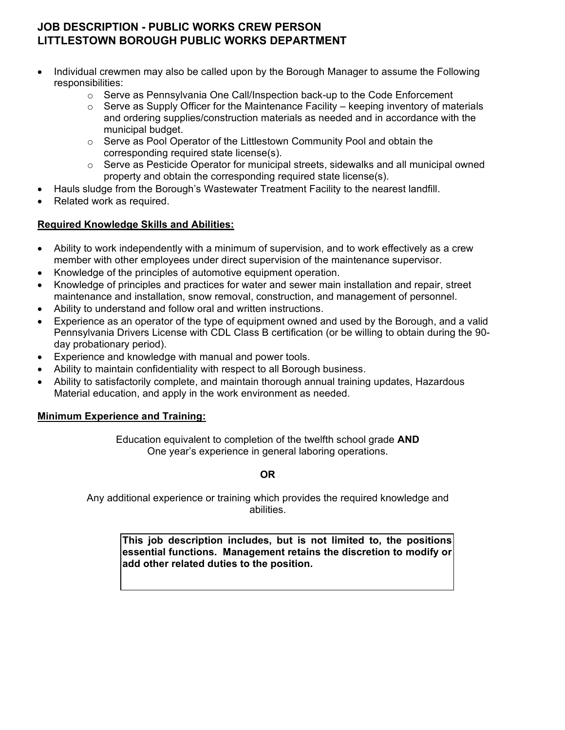# JOB DESCRIPTION - PUBLIC WORKS CREW PERSON
# LITTLESTOWN BOROUGH PUBLIC WORKS DEPARTMENT

- Individual crewmen may also be called upon by the Borough Manager to assume the Following responsibilities:
  - Serve as Pennsylvania One Call/Inspection back-up to the Code Enforcement
  - Serve as Supply Officer for the Maintenance Facility – keeping inventory of materials and ordering supplies/construction materials as needed and in accordance with the municipal budget.
  - Serve as Pool Operator of the Littlestown Community Pool and obtain the corresponding required state license(s).
  - Serve as Pesticide Operator for municipal streets, sidewalks and all municipal owned property and obtain the corresponding required state license(s).
- Hauls sludge from the Borough's Wastewater Treatment Facility to the nearest landfill.
- Related work as required.

**Required Knowledge Skills and Abilities:**

- Ability to work independently with a minimum of supervision, and to work effectively as a crew member with other employees under direct supervision of the maintenance supervisor.
- Knowledge of the principles of automotive equipment operation.
- Knowledge of principles and practices for water and sewer main installation and repair, street maintenance and installation, snow removal, construction, and management of personnel.
- Ability to understand and follow oral and written instructions.
- Experience as an operator of the type of equipment owned and used by the Borough, and a valid Pennsylvania Drivers License with CDL Class B certification (or be willing to obtain during the 90-day probationary period).
- Experience and knowledge with manual and power tools.
- Ability to maintain confidentiality with respect to all Borough business.
- Ability to satisfactorily complete, and maintain thorough annual training updates, Hazardous Material education, and apply in the work environment as needed.

**Minimum Experience and Training:**

Education equivalent to completion of the twelfth school grade **AND**
One year's experience in general laboring operations.

**OR**

Any additional experience or training which provides the required knowledge and abilities.

**This job description includes, but is not limited to, the positions essential functions. Management retains the discretion to modify or add other related duties to the position.**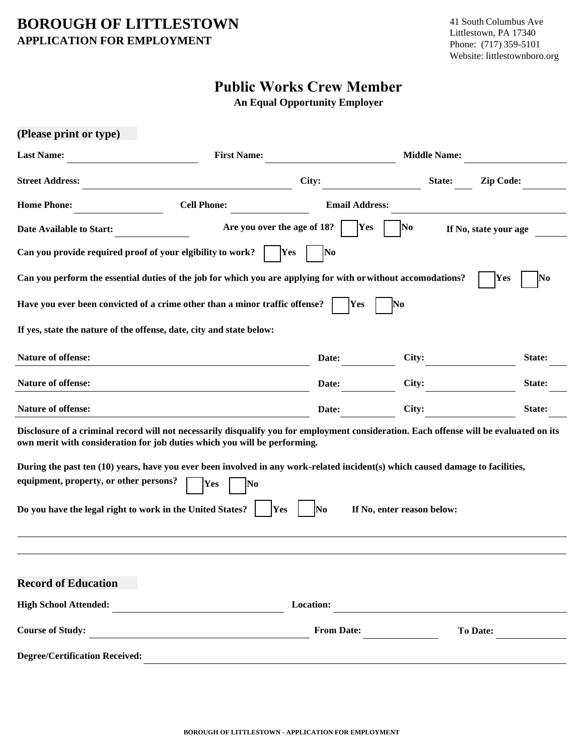# BOROUGH OF LITTLESTOWN
## APPLICATION FOR EMPLOYMENT

41 South Columbus Ave
Littlestown, PA 17340
Phone: (717) 359-5101
Website: littlestownboro.org

## Public Works Crew Member

**An Equal Opportunity Employer**

**(Please print or type)**

**Last Name:** ____________ **First Name:** ____________ **Middle Name:** ____________

**Street Address:** ____________ **City:** ____________ **State:** ____ **Zip Code:** ____________

**Home Phone:** ____________ **Cell Phone:** ____________ **Email Address:** ____________

**Date Available to Start:** ____________ **Are you over the age of 18?** ☐ **Yes** ☐ **No** **If No, state your age** ______

**Can you provide required proof of your elgibility to work?** ☐ **Yes** ☐ **No**

**Can you perform the essential duties of the job for which you are applying for with or without accomodations?** ☐ **Yes** ☐ **No**

**Have you ever been convicted of a crime other than a minor traffic offense?** ☐ **Yes** ☐ **No**

**If yes, state the nature of the offense, date, city and state below:**

**Nature of offense:** ____________ **Date:** ________ **City:** ____________ **State:** ____

**Nature of offense:** ____________ **Date:** ________ **City:** ____________ **State:** ____

**Nature of offense:** ____________ **Date:** ________ **City:** ____________ **State:** ____

**Disclosure of a criminal record will not necessarily disqualify you for employment consideration. Each offense will be evaluated on its own merit with consideration for job duties which you will be performing.**

**During the past ten (10) years, have you ever been involved in any work-related incident(s) which caused damage to facilities, equipment, property, or other persons?** ☐ **Yes** ☐ **No**

**Do you have the legal right to work in the United States?** ☐ **Yes** ☐ **No** **If No, enter reason below:**

________________________________________________________________

________________________________________________________________

**Record of Education**

**High School Attended:** ____________ **Location:** ____________

**Course of Study:** ____________ **From Date:** ____________ **To Date:** ____________

**Degree/Certification Received:** ____________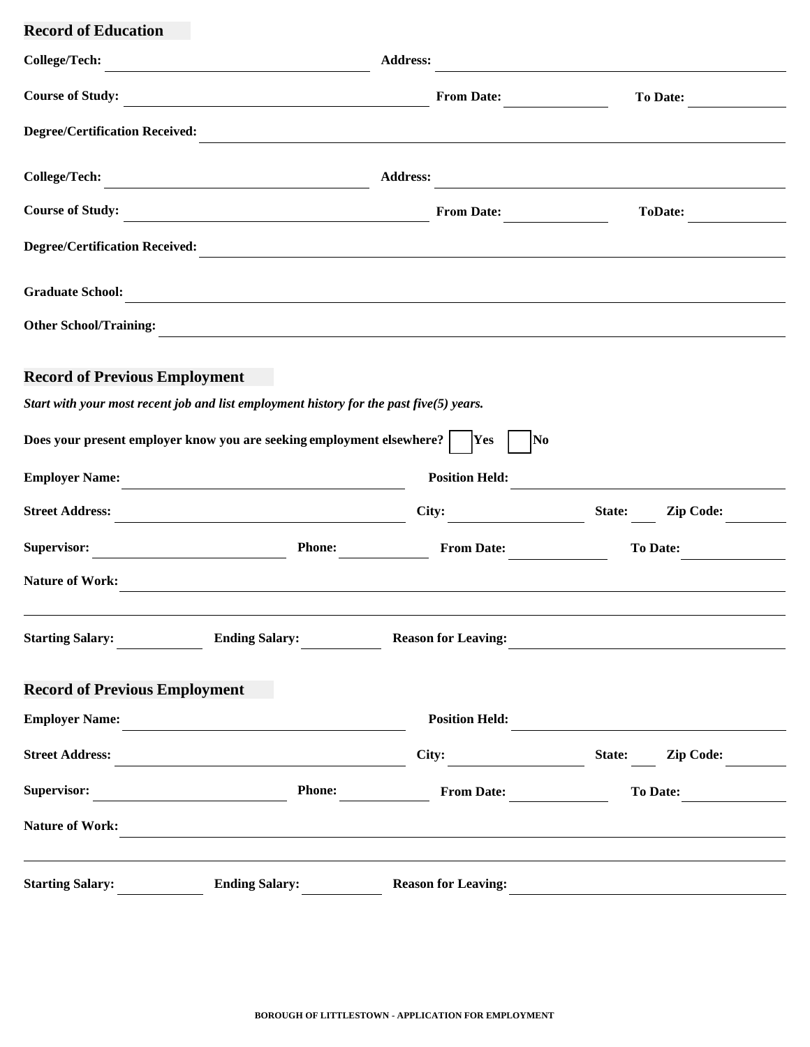## Record of Education

**College/Tech:** \_\_\_\_\_\_\_\_\_\_\_\_\_\_\_\_\_\_\_\_ **Address:** \_\_\_\_\_\_\_\_\_\_\_\_\_\_\_\_\_\_\_\_

**Course of Study:** \_\_\_\_\_\_\_\_\_\_\_\_\_\_\_\_\_\_\_\_ **From Date:** \_\_\_\_\_\_\_\_\_\_ **To Date:** \_\_\_\_\_\_\_\_\_\_

**Degree/Certification Received:** \_\_\_\_\_\_\_\_\_\_\_\_\_\_\_\_\_\_\_\_

**College/Tech:** \_\_\_\_\_\_\_\_\_\_\_\_\_\_\_\_\_\_\_\_ **Address:** \_\_\_\_\_\_\_\_\_\_\_\_\_\_\_\_\_\_\_\_

**Course of Study:** \_\_\_\_\_\_\_\_\_\_\_\_\_\_\_\_\_\_\_\_ **From Date:** \_\_\_\_\_\_\_\_\_\_ **ToDate:** \_\_\_\_\_\_\_\_\_\_

**Degree/Certification Received:** \_\_\_\_\_\_\_\_\_\_\_\_\_\_\_\_\_\_\_\_

**Graduate School:** \_\_\_\_\_\_\_\_\_\_\_\_\_\_\_\_\_\_\_\_

**Other School/Training:** \_\_\_\_\_\_\_\_\_\_\_\_\_\_\_\_\_\_\_\_

## Record of Previous Employment

***Start with your most recent job and list employment history for the past five(5) years.***

**Does your present employer know you are seeking employment elsewhere?** ☐ **Yes** ☐ **No**

**Employer Name:** \_\_\_\_\_\_\_\_\_\_\_\_\_\_\_\_\_\_\_\_ **Position Held:** \_\_\_\_\_\_\_\_\_\_\_\_\_\_\_\_\_\_\_\_

**Street Address:** \_\_\_\_\_\_\_\_\_\_\_\_\_\_\_\_\_\_\_\_ **City:** \_\_\_\_\_\_\_\_\_\_ **State:** \_\_\_\_ **Zip Code:** \_\_\_\_\_\_

**Supervisor:** \_\_\_\_\_\_\_\_\_\_\_\_\_\_\_\_ **Phone:** \_\_\_\_\_\_\_\_\_\_ **From Date:** \_\_\_\_\_\_\_\_\_\_ **To Date:** \_\_\_\_\_\_\_\_\_\_

**Nature of Work:** \_\_\_\_\_\_\_\_\_\_\_\_\_\_\_\_\_\_\_\_

\_\_\_\_\_\_\_\_\_\_\_\_\_\_\_\_\_\_\_\_

**Starting Salary:** \_\_\_\_\_\_\_\_ **Ending Salary:** \_\_\_\_\_\_\_\_ **Reason for Leaving:** \_\_\_\_\_\_\_\_\_\_\_\_\_\_\_\_\_\_\_\_

## Record of Previous Employment

**Employer Name:** \_\_\_\_\_\_\_\_\_\_\_\_\_\_\_\_\_\_\_\_ **Position Held:** \_\_\_\_\_\_\_\_\_\_\_\_\_\_\_\_\_\_\_\_

**Street Address:** \_\_\_\_\_\_\_\_\_\_\_\_\_\_\_\_\_\_\_\_ **City:** \_\_\_\_\_\_\_\_\_\_ **State:** \_\_\_\_ **Zip Code:** \_\_\_\_\_\_

**Supervisor:** \_\_\_\_\_\_\_\_\_\_\_\_\_\_\_\_ **Phone:** \_\_\_\_\_\_\_\_\_\_ **From Date:** \_\_\_\_\_\_\_\_\_\_ **To Date:** \_\_\_\_\_\_\_\_\_\_

**Nature of Work:** \_\_\_\_\_\_\_\_\_\_\_\_\_\_\_\_\_\_\_\_

\_\_\_\_\_\_\_\_\_\_\_\_\_\_\_\_\_\_\_\_

**Starting Salary:** \_\_\_\_\_\_\_\_ **Ending Salary:** \_\_\_\_\_\_\_\_ **Reason for Leaving:** \_\_\_\_\_\_\_\_\_\_\_\_\_\_\_\_\_\_\_\_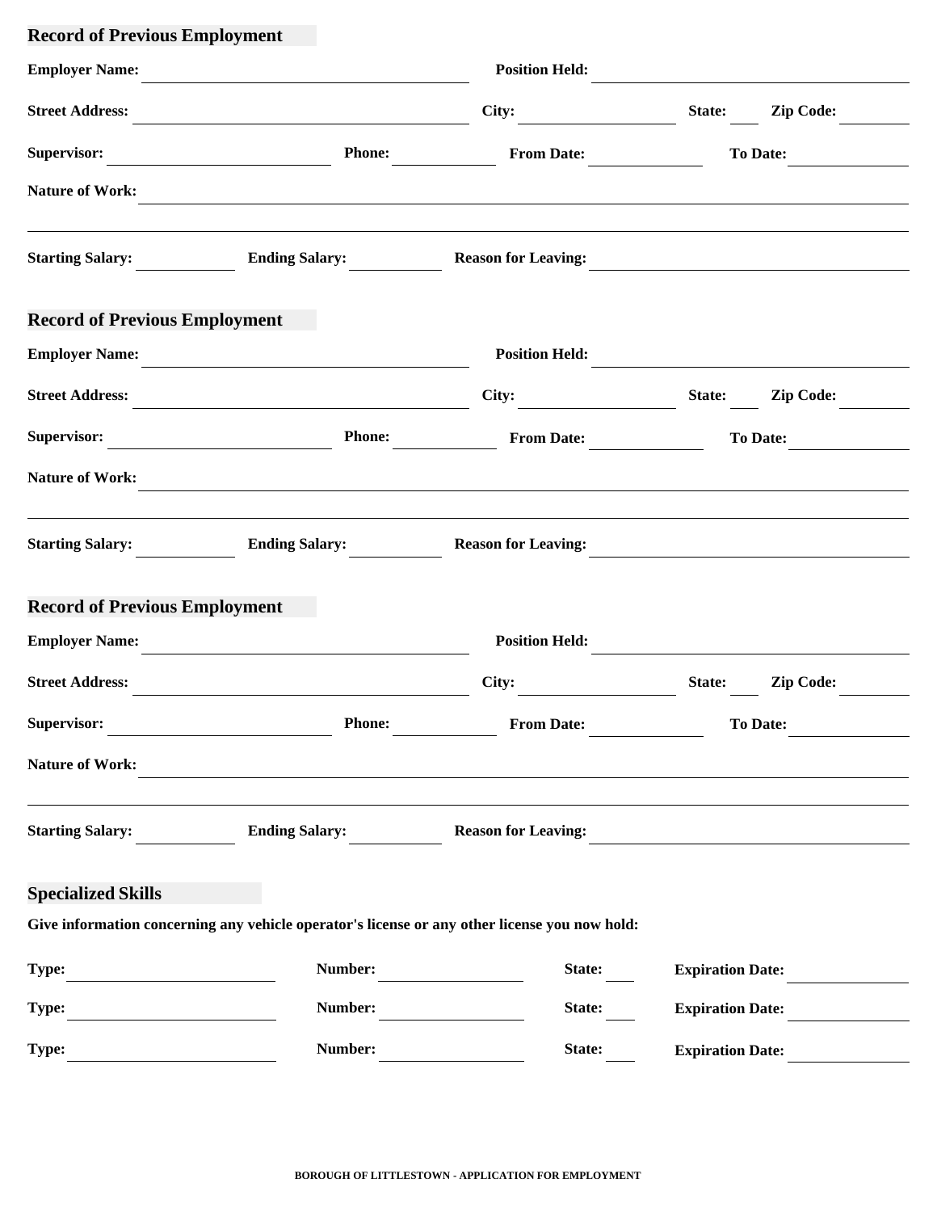## Record of Previous Employment

**Employer Name:** \_\_\_\_\_\_\_\_\_\_\_\_\_\_\_\_\_\_\_\_ **Position Held:** \_\_\_\_\_\_\_\_\_\_\_\_\_\_\_\_\_\_\_\_

**Street Address:** \_\_\_\_\_\_\_\_\_\_\_\_\_\_\_\_\_\_\_\_ **City:** \_\_\_\_\_\_\_\_\_\_ **State:** \_\_\_ **Zip Code:** \_\_\_\_\_\_

**Supervisor:** \_\_\_\_\_\_\_\_\_\_\_\_\_\_\_ **Phone:** \_\_\_\_\_\_\_\_ **From Date:** \_\_\_\_\_\_\_\_ **To Date:** \_\_\_\_\_\_\_\_

**Nature of Work:** \_\_\_\_\_\_\_\_\_\_\_\_\_\_\_\_\_\_\_\_\_\_\_\_\_\_\_\_\_\_\_\_\_\_\_\_\_\_\_\_

\_\_\_\_\_\_\_\_\_\_\_\_\_\_\_\_\_\_\_\_\_\_\_\_\_\_\_\_\_\_\_\_\_\_\_\_\_\_\_\_\_\_\_\_\_\_\_\_

**Starting Salary:** \_\_\_\_\_\_\_\_ **Ending Salary:** \_\_\_\_\_\_\_\_ **Reason for Leaving:** \_\_\_\_\_\_\_\_\_\_\_\_\_\_\_\_\_\_\_\_

## Record of Previous Employment

**Employer Name:** \_\_\_\_\_\_\_\_\_\_\_\_\_\_\_\_\_\_\_\_ **Position Held:** \_\_\_\_\_\_\_\_\_\_\_\_\_\_\_\_\_\_\_\_

**Street Address:** \_\_\_\_\_\_\_\_\_\_\_\_\_\_\_\_\_\_\_\_ **City:** \_\_\_\_\_\_\_\_\_\_ **State:** \_\_\_ **Zip Code:** \_\_\_\_\_\_

**Supervisor:** \_\_\_\_\_\_\_\_\_\_\_\_\_\_\_ **Phone:** \_\_\_\_\_\_\_\_ **From Date:** \_\_\_\_\_\_\_\_ **To Date:** \_\_\_\_\_\_\_\_

**Nature of Work:** \_\_\_\_\_\_\_\_\_\_\_\_\_\_\_\_\_\_\_\_\_\_\_\_\_\_\_\_\_\_\_\_\_\_\_\_\_\_\_\_

\_\_\_\_\_\_\_\_\_\_\_\_\_\_\_\_\_\_\_\_\_\_\_\_\_\_\_\_\_\_\_\_\_\_\_\_\_\_\_\_\_\_\_\_\_\_\_\_

**Starting Salary:** \_\_\_\_\_\_\_\_ **Ending Salary:** \_\_\_\_\_\_\_\_ **Reason for Leaving:** \_\_\_\_\_\_\_\_\_\_\_\_\_\_\_\_\_\_\_\_

## Record of Previous Employment

**Employer Name:** \_\_\_\_\_\_\_\_\_\_\_\_\_\_\_\_\_\_\_\_ **Position Held:** \_\_\_\_\_\_\_\_\_\_\_\_\_\_\_\_\_\_\_\_

**Street Address:** \_\_\_\_\_\_\_\_\_\_\_\_\_\_\_\_\_\_\_\_ **City:** \_\_\_\_\_\_\_\_\_\_ **State:** \_\_\_ **Zip Code:** \_\_\_\_\_\_

**Supervisor:** \_\_\_\_\_\_\_\_\_\_\_\_\_\_\_ **Phone:** \_\_\_\_\_\_\_\_ **From Date:** \_\_\_\_\_\_\_\_ **To Date:** \_\_\_\_\_\_\_\_

**Nature of Work:** \_\_\_\_\_\_\_\_\_\_\_\_\_\_\_\_\_\_\_\_\_\_\_\_\_\_\_\_\_\_\_\_\_\_\_\_\_\_\_\_

\_\_\_\_\_\_\_\_\_\_\_\_\_\_\_\_\_\_\_\_\_\_\_\_\_\_\_\_\_\_\_\_\_\_\_\_\_\_\_\_\_\_\_\_\_\_\_\_

**Starting Salary:** \_\_\_\_\_\_\_\_ **Ending Salary:** \_\_\_\_\_\_\_\_ **Reason for Leaving:** \_\_\_\_\_\_\_\_\_\_\_\_\_\_\_\_\_\_\_\_

## Specialized Skills

**Give information concerning any vehicle operator's license or any other license you now hold:**

**Type:** \_\_\_\_\_\_\_\_\_\_\_\_\_\_\_ **Number:** \_\_\_\_\_\_\_\_\_\_ **State:** \_\_\_ **Expiration Date:** \_\_\_\_\_\_\_\_

**Type:** \_\_\_\_\_\_\_\_\_\_\_\_\_\_\_ **Number:** \_\_\_\_\_\_\_\_\_\_ **State:** \_\_\_ **Expiration Date:** \_\_\_\_\_\_\_\_

**Type:** \_\_\_\_\_\_\_\_\_\_\_\_\_\_\_ **Number:** \_\_\_\_\_\_\_\_\_\_ **State:** \_\_\_ **Expiration Date:** \_\_\_\_\_\_\_\_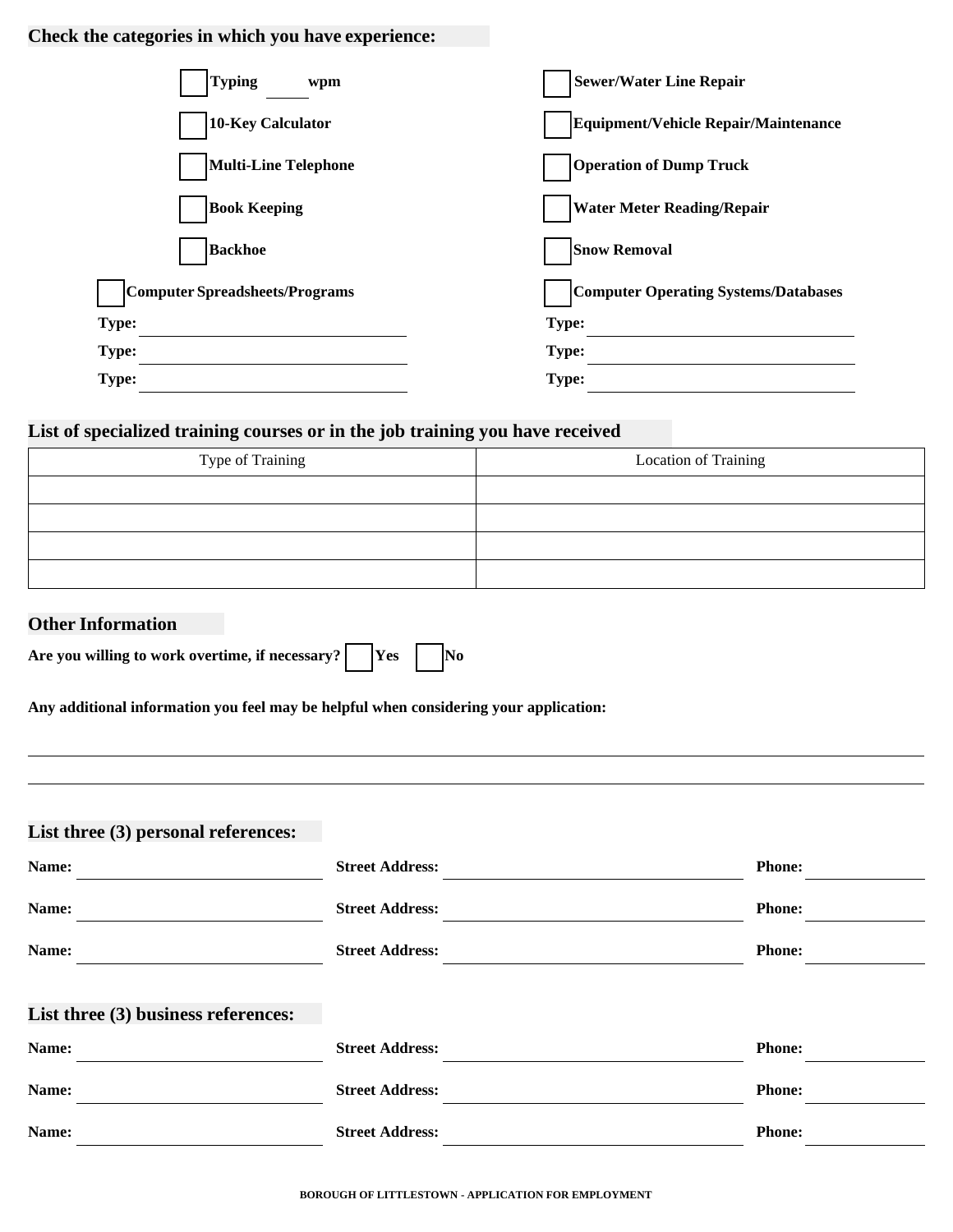**Check the categories in which you have experience:**

- ☐ **Typing** ____ **wpm**
- ☐ **10-Key Calculator**
- ☐ **Multi-Line Telephone**
- ☐ **Book Keeping**
- ☐ **Backhoe**
- ☐ **Computer Spreadsheets/Programs**

**Type:** ______________________

**Type:** ______________________

**Type:** ______________________

- ☐ **Sewer/Water Line Repair**
- ☐ **Equipment/Vehicle Repair/Maintenance**
- ☐ **Operation of Dump Truck**
- ☐ **Water Meter Reading/Repair**
- ☐ **Snow Removal**
- ☐ **Computer Operating Systems/Databases**

**Type:** ______________________

**Type:** ______________________

**Type:** ______________________

## List of specialized training courses or in the job training you have received

| Type of Training | Location of Training |
| --- | --- |
| | |
| | |
| | |
| | |

## Other Information

**Are you willing to work overtime, if necessary?** ☐ **Yes** ☐ **No**

**Any additional information you feel may be helpful when considering your application:**

______________________________________________________________________

______________________________________________________________________

## List three (3) personal references:

**Name:** ______________ **Street Address:** ______________ **Phone:** ______________

**Name:** ______________ **Street Address:** ______________ **Phone:** ______________

**Name:** ______________ **Street Address:** ______________ **Phone:** ______________

## List three (3) business references:

**Name:** ______________ **Street Address:** ______________ **Phone:** ______________

**Name:** ______________ **Street Address:** ______________ **Phone:** ______________

**Name:** ______________ **Street Address:** ______________ **Phone:** ______________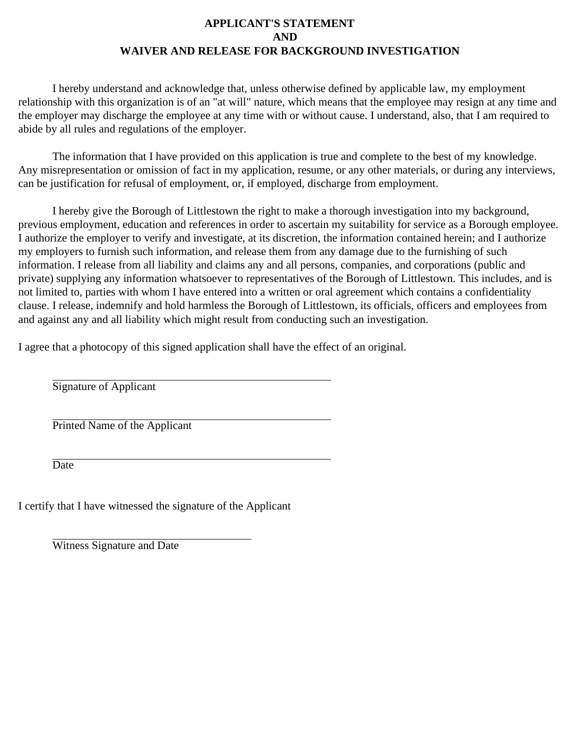# APPLICANT'S STATEMENT AND WAIVER AND RELEASE FOR BACKGROUND INVESTIGATION

I hereby understand and acknowledge that, unless otherwise defined by applicable law, my employment relationship with this organization is of an "at will" nature, which means that the employee may resign at any time and the employer may discharge the employee at any time with or without cause. I understand, also, that I am required to abide by all rules and regulations of the employer.

The information that I have provided on this application is true and complete to the best of my knowledge. Any misrepresentation or omission of fact in my application, resume, or any other materials, or during any interviews, can be justification for refusal of employment, or, if employed, discharge from employment.

I hereby give the Borough of Littlestown the right to make a thorough investigation into my background, previous employment, education and references in order to ascertain my suitability for service as a Borough employee. I authorize the employer to verify and investigate, at its discretion, the information contained herein; and I authorize my employers to furnish such information, and release them from any damage due to the furnishing of such information. I release from all liability and claims any and all persons, companies, and corporations (public and private) supplying any information whatsoever to representatives of the Borough of Littlestown. This includes, and is not limited to, parties with whom I have entered into a written or oral agreement which contains a confidentiality clause. I release, indemnify and hold harmless the Borough of Littlestown, its officials, officers and employees from and against any and all liability which might result from conducting such an investigation.

I agree that a photocopy of this signed application shall have the effect of an original.

______________________________________________
Signature of Applicant

______________________________________________
Printed Name of the Applicant

______________________________________________
Date

I certify that I have witnessed the signature of the Applicant

________________________________
Witness Signature and Date